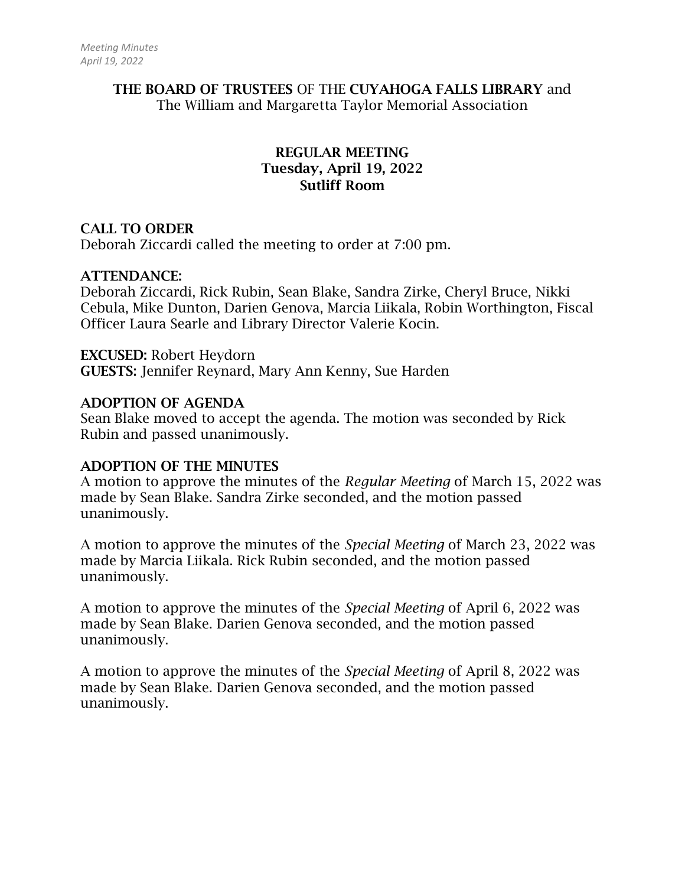**THE BOARD OF TRUSTEES** OF THE **CUYAHOGA FALLS LIBRARY** and
The William and Margaretta Taylor Memorial Association

**REGULAR MEETING**
**Tuesday, April 19, 2022**
**Sutliff Room**

**CALL TO ORDER**
Deborah Ziccardi called the meeting to order at 7:00 pm.

**ATTENDANCE:**
Deborah Ziccardi, Rick Rubin, Sean Blake, Sandra Zirke, Cheryl Bruce, Nikki Cebula, Mike Dunton, Darien Genova, Marcia Liikala, Robin Worthington, Fiscal Officer Laura Searle and Library Director Valerie Kocin.

**EXCUSED:** Robert Heydorn
**GUESTS:** Jennifer Reynard, Mary Ann Kenny, Sue Harden

**ADOPTION OF AGENDA**
Sean Blake moved to accept the agenda. The motion was seconded by Rick Rubin and passed unanimously.

**ADOPTION OF THE MINUTES**
A motion to approve the minutes of the *Regular Meeting* of March 15, 2022 was made by Sean Blake. Sandra Zirke seconded, and the motion passed unanimously.

A motion to approve the minutes of the *Special Meeting* of March 23, 2022 was made by Marcia Liikala. Rick Rubin seconded, and the motion passed unanimously.

A motion to approve the minutes of the *Special Meeting* of April 6, 2022 was made by Sean Blake. Darien Genova seconded, and the motion passed unanimously.

A motion to approve the minutes of the *Special Meeting* of April 8, 2022 was made by Sean Blake. Darien Genova seconded, and the motion passed unanimously.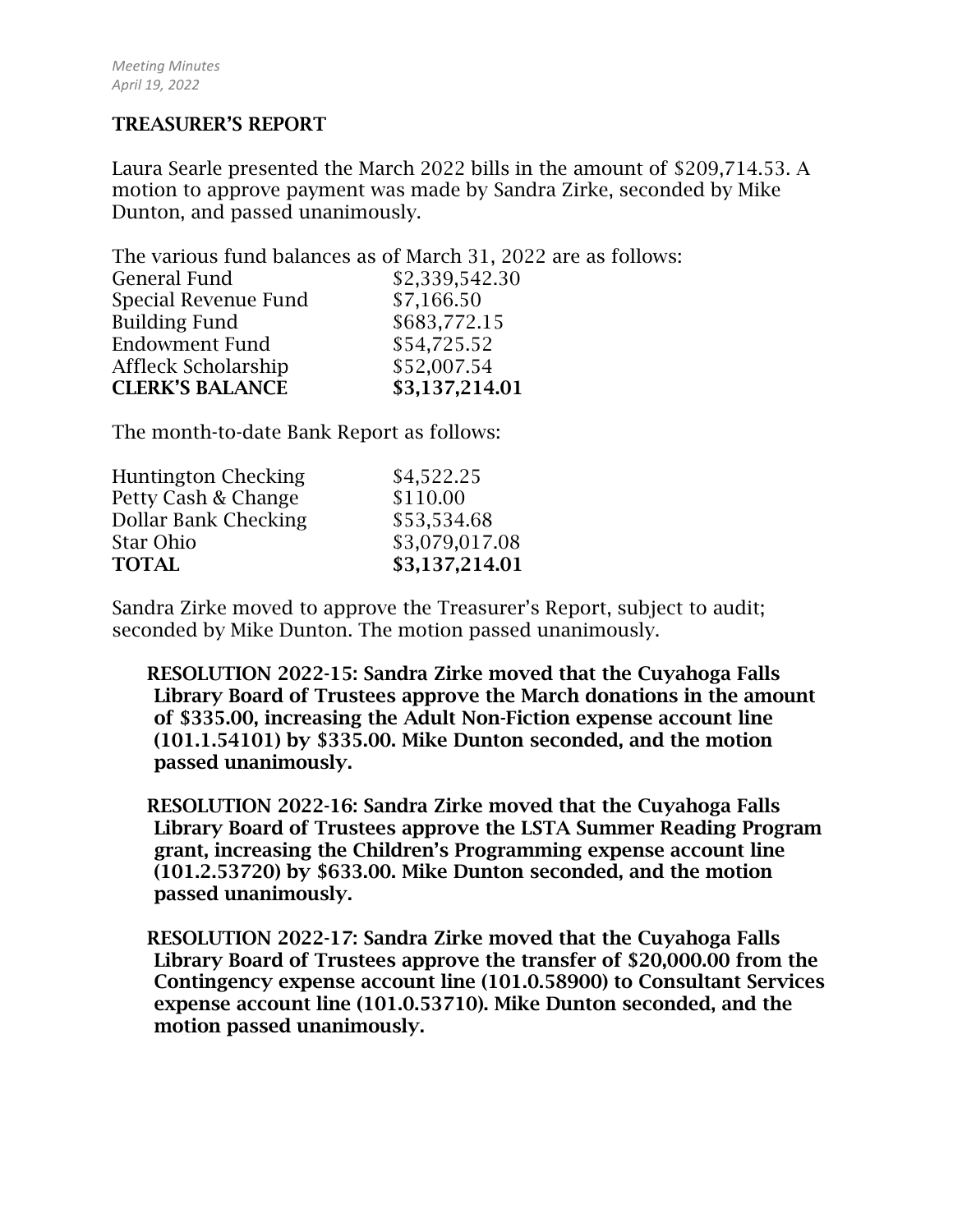## TREASURER'S REPORT

Laura Searle presented the March 2022 bills in the amount of $209,714.53. A motion to approve payment was made by Sandra Zirke, seconded by Mike Dunton, and passed unanimously.

The various fund balances as of March 31, 2022 are as follows:

| | |
|---|---|
| General Fund | $2,339,542.30 |
| Special Revenue Fund | $7,166.50 |
| Building Fund | $683,772.15 |
| Endowment Fund | $54,725.52 |
| Affleck Scholarship | $52,007.54 |
| **CLERK'S BALANCE** | **$3,137,214.01** |

The month-to-date Bank Report as follows:

| | |
|---|---|
| Huntington Checking | $4,522.25 |
| Petty Cash & Change | $110.00 |
| Dollar Bank Checking | $53,534.68 |
| Star Ohio | $3,079,017.08 |
| **TOTAL** | **$3,137,214.01** |

Sandra Zirke moved to approve the Treasurer's Report, subject to audit; seconded by Mike Dunton. The motion passed unanimously.

**RESOLUTION 2022-15: Sandra Zirke moved that the Cuyahoga Falls Library Board of Trustees approve the March donations in the amount of $335.00, increasing the Adult Non-Fiction expense account line (101.1.54101) by $335.00. Mike Dunton seconded, and the motion passed unanimously.**

**RESOLUTION 2022-16: Sandra Zirke moved that the Cuyahoga Falls Library Board of Trustees approve the LSTA Summer Reading Program grant, increasing the Children's Programming expense account line (101.2.53720) by $633.00. Mike Dunton seconded, and the motion passed unanimously.**

**RESOLUTION 2022-17: Sandra Zirke moved that the Cuyahoga Falls Library Board of Trustees approve the transfer of $20,000.00 from the Contingency expense account line (101.0.58900) to Consultant Services expense account line (101.0.53710). Mike Dunton seconded, and the motion passed unanimously.**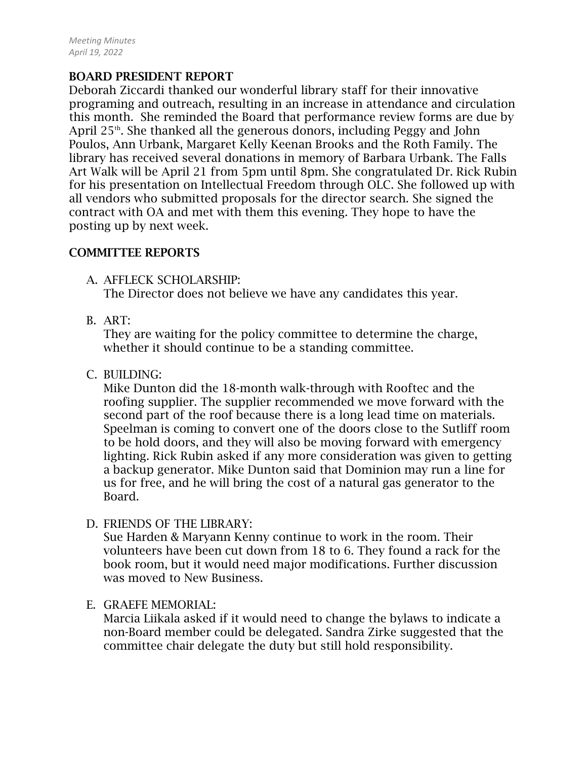## BOARD PRESIDENT REPORT

Deborah Ziccardi thanked our wonderful library staff for their innovative programing and outreach, resulting in an increase in attendance and circulation this month. She reminded the Board that performance review forms are due by April 25th. She thanked all the generous donors, including Peggy and John Poulos, Ann Urbank, Margaret Kelly Keenan Brooks and the Roth Family. The library has received several donations in memory of Barbara Urbank. The Falls Art Walk will be April 21 from 5pm until 8pm. She congratulated Dr. Rick Rubin for his presentation on Intellectual Freedom through OLC. She followed up with all vendors who submitted proposals for the director search. She signed the contract with OA and met with them this evening. They hope to have the posting up by next week.

## COMMITTEE REPORTS

A. AFFLECK SCHOLARSHIP:
The Director does not believe we have any candidates this year.

B. ART:
They are waiting for the policy committee to determine the charge, whether it should continue to be a standing committee.

C. BUILDING:
Mike Dunton did the 18-month walk-through with Rooftec and the roofing supplier. The supplier recommended we move forward with the second part of the roof because there is a long lead time on materials. Speelman is coming to convert one of the doors close to the Sutliff room to be hold doors, and they will also be moving forward with emergency lighting. Rick Rubin asked if any more consideration was given to getting a backup generator. Mike Dunton said that Dominion may run a line for us for free, and he will bring the cost of a natural gas generator to the Board.

D. FRIENDS OF THE LIBRARY:
Sue Harden & Maryann Kenny continue to work in the room. Their volunteers have been cut down from 18 to 6. They found a rack for the book room, but it would need major modifications. Further discussion was moved to New Business.

E. GRAEFE MEMORIAL:
Marcia Liikala asked if it would need to change the bylaws to indicate a non-Board member could be delegated. Sandra Zirke suggested that the committee chair delegate the duty but still hold responsibility.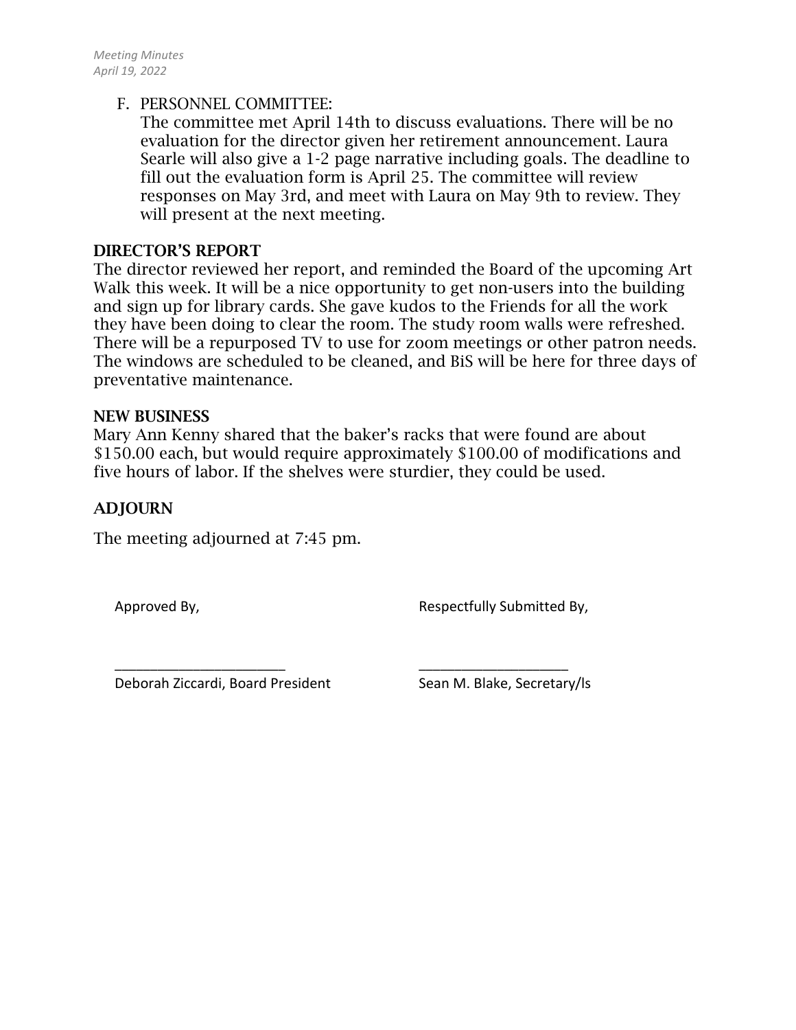F. PERSONNEL COMMITTEE:
   The committee met April 14th to discuss evaluations. There will be no evaluation for the director given her retirement announcement. Laura Searle will also give a 1-2 page narrative including goals. The deadline to fill out the evaluation form is April 25. The committee will review responses on May 3rd, and meet with Laura on May 9th to review. They will present at the next meeting.

## DIRECTOR'S REPORT

The director reviewed her report, and reminded the Board of the upcoming Art Walk this week. It will be a nice opportunity to get non-users into the building and sign up for library cards. She gave kudos to the Friends for all the work they have been doing to clear the room. The study room walls were refreshed. There will be a repurposed TV to use for zoom meetings or other patron needs. The windows are scheduled to be cleaned, and BiS will be here for three days of preventative maintenance.

## NEW BUSINESS

Mary Ann Kenny shared that the baker's racks that were found are about $150.00 each, but would require approximately $100.00 of modifications and five hours of labor. If the shelves were sturdier, they could be used.

## ADJOURN

The meeting adjourned at 7:45 pm.

Approved By,

______________________
Deborah Ziccardi, Board President

Respectfully Submitted By,

____________________
Sean M. Blake, Secretary/ls